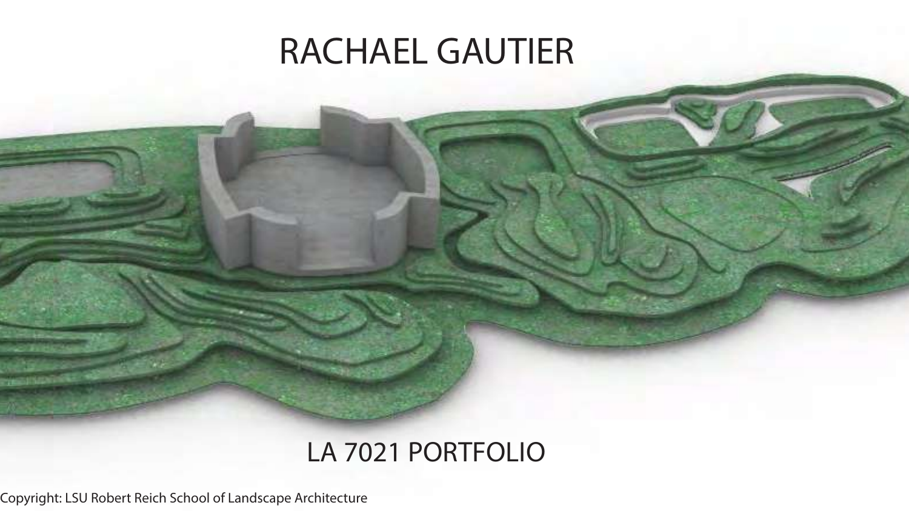# RACHAEL GAUTIER

## LA 7021 PORTFOLIO

Copyright: LSU Robert Reich School of Landscape Architecture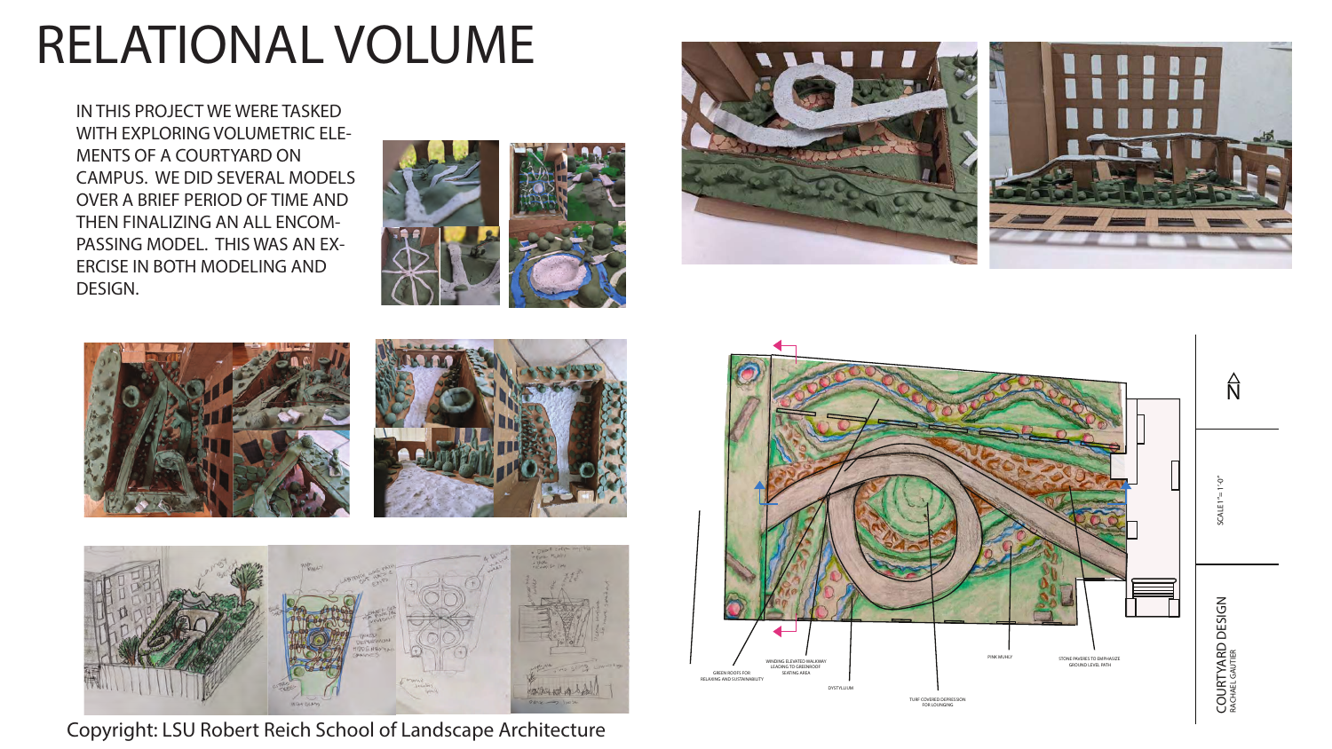# RELATIONAL VOLUME

IN THIS PROJECT WE WERE TASKED WITH EXPLORING VOLUMETRIC ELEMENTS OF A COURTYARD ON CAMPUS. WE DID SEVERAL MODELS OVER A BRIEF PERIOD OF TIME AND THEN FINALIZING AN ALL ENCOMPASSING MODEL. THIS WAS AN EXERCISE IN BOTH MODELING AND DESIGN.

GREEN ROOFS FOR RELAXING AND SUSTAINABILITY

WINDING ELEVATED WALKWAY LEADING TO GREENROOF SEATING AREA

DYSTYLLIUM

TURF COVERED DEPRESSION FOR LOUNGING

PINK MUHLY

STONE PAVERS TO EMPHASIZE GROUND LEVEL PATH

N

SCALE 1" = 1'-0"

COURTYARD DESIGN
RACHAEL GAUTIER

Copyright: LSU Robert Reich School of Landscape Architecture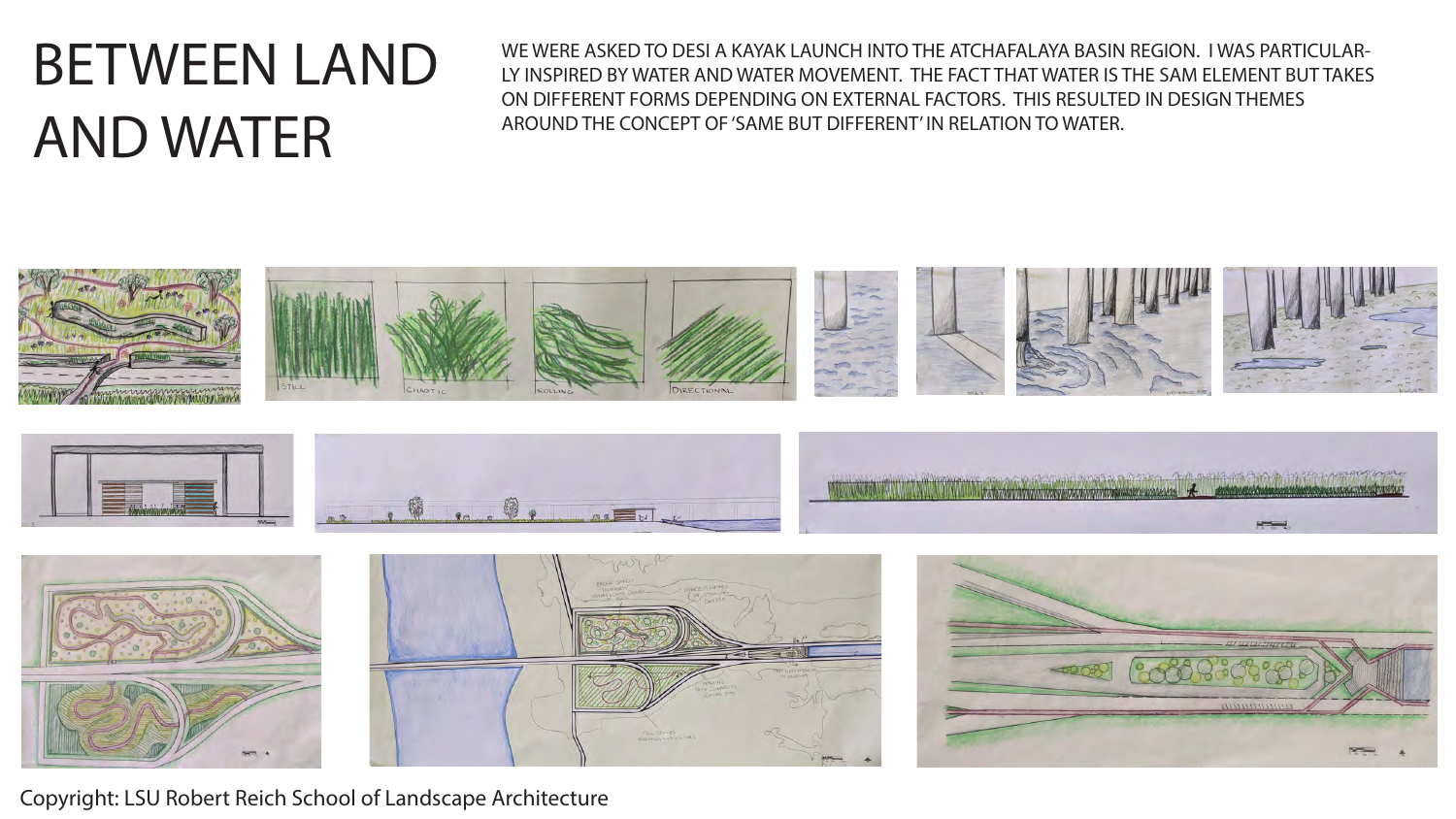# BETWEEN LAND AND WATER

WE WERE ASKED TO DESI A KAYAK LAUNCH INTO THE ATCHAFALAYA BASIN REGION. I WAS PARTICULAR-LY INSPIRED BY WATER AND WATER MOVEMENT. THE FACT THAT WATER IS THE SAM ELEMENT BUT TAKES ON DIFFERENT FORMS DEPENDING ON EXTERNAL FACTORS. THIS RESULTED IN DESIGN THEMES AROUND THE CONCEPT OF 'SAME BUT DIFFERENT' IN RELATION TO WATER.

Copyright: LSU Robert Reich School of Landscape Architecture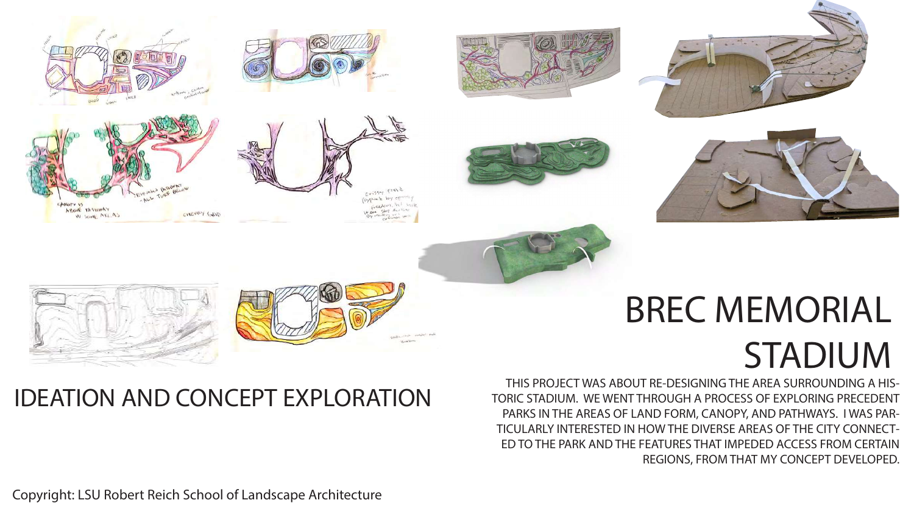# BREC MEMORIAL STADIUM

## IDEATION AND CONCEPT EXPLORATION

THIS PROJECT WAS ABOUT RE-DESIGNING THE AREA SURROUNDING A HISTORIC STADIUM. WE WENT THROUGH A PROCESS OF EXPLORING PRECEDENT PARKS IN THE AREAS OF LAND FORM, CANOPY, AND PATHWAYS. I WAS PARTICULARLY INTERESTED IN HOW THE DIVERSE AREAS OF THE CITY CONNECTED TO THE PARK AND THE FEATURES THAT IMPEDED ACCESS FROM CERTAIN REGIONS, FROM THAT MY CONCEPT DEVELOPED.

Copyright: LSU Robert Reich School of Landscape Architecture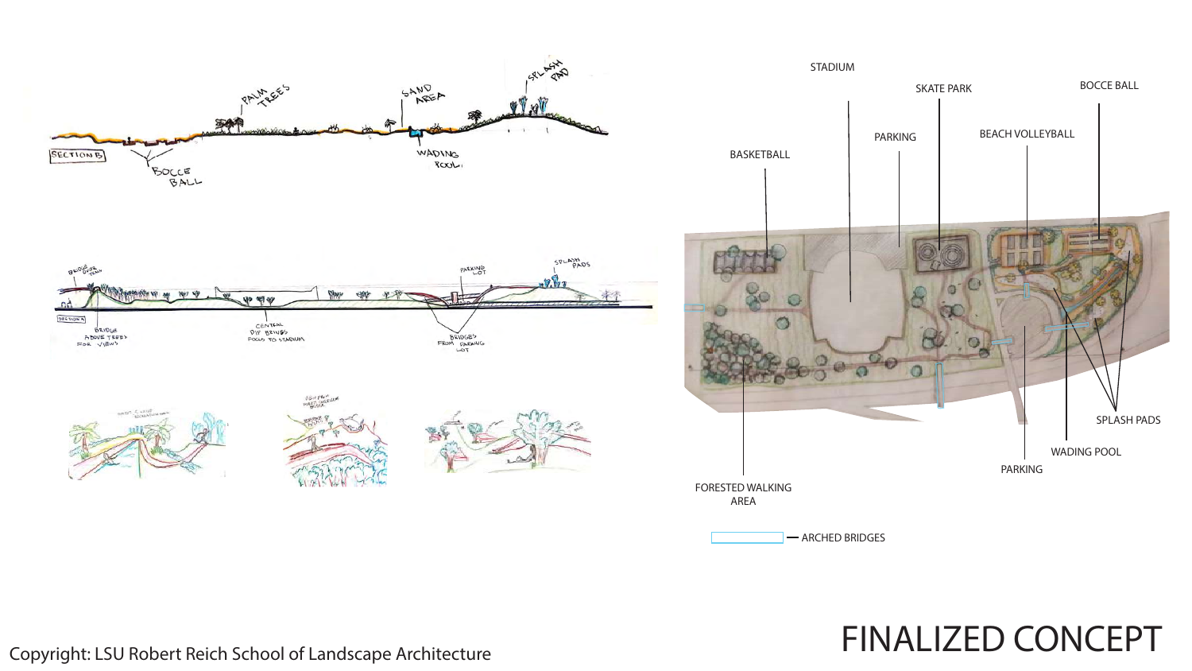SECTION B

PALM TREES

SAND AREA

SPLASH PAD

BOCCE BALL

WADING POOL

BRIDGE ABOVE TREES FOR VIEWS

CENTRAL DIP BRINGS FOCUS TO STADIUM

PARKING LOT

BRIDGES FROM PARKING LOT

SPLASH PADS

STADIUM

SKATE PARK

BOCCE BALL

PARKING

BEACH VOLLEYBALL

BASKETBALL

SPLASH PADS

WADING POOL

PARKING

FORESTED WALKING AREA

ARCHED BRIDGES

# FINALIZED CONCEPT

Copyright: LSU Robert Reich School of Landscape Architecture